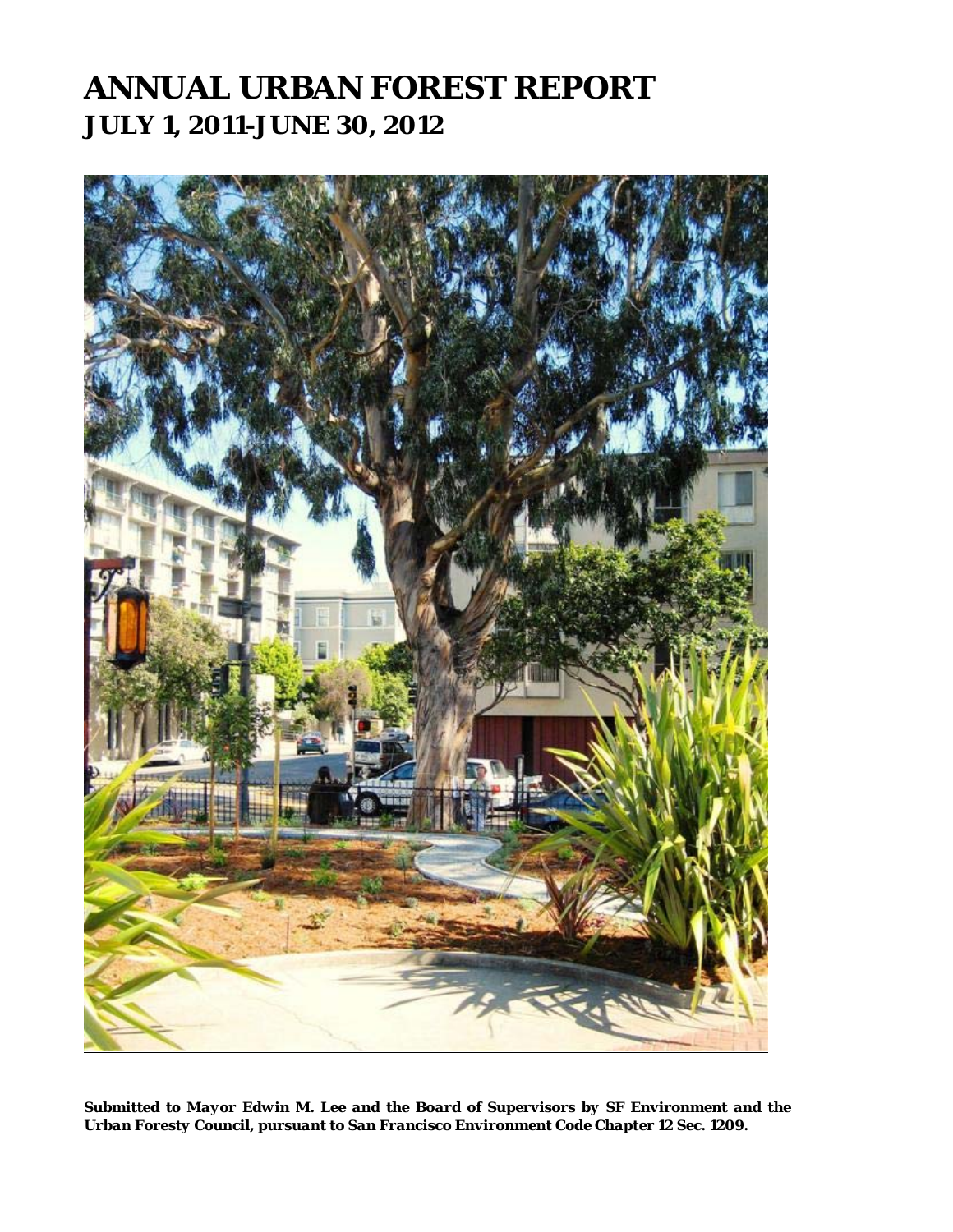# ANNUAL URBAN FOREST REPORT

## JULY 1, 2011-JUNE 30, 2012

***Submitted to Mayor Edwin M. Lee and the Board of Supervisors by SF Environment and the Urban Foresty Council, pursuant to San Francisco Environment Code Chapter 12 Sec. 1209.***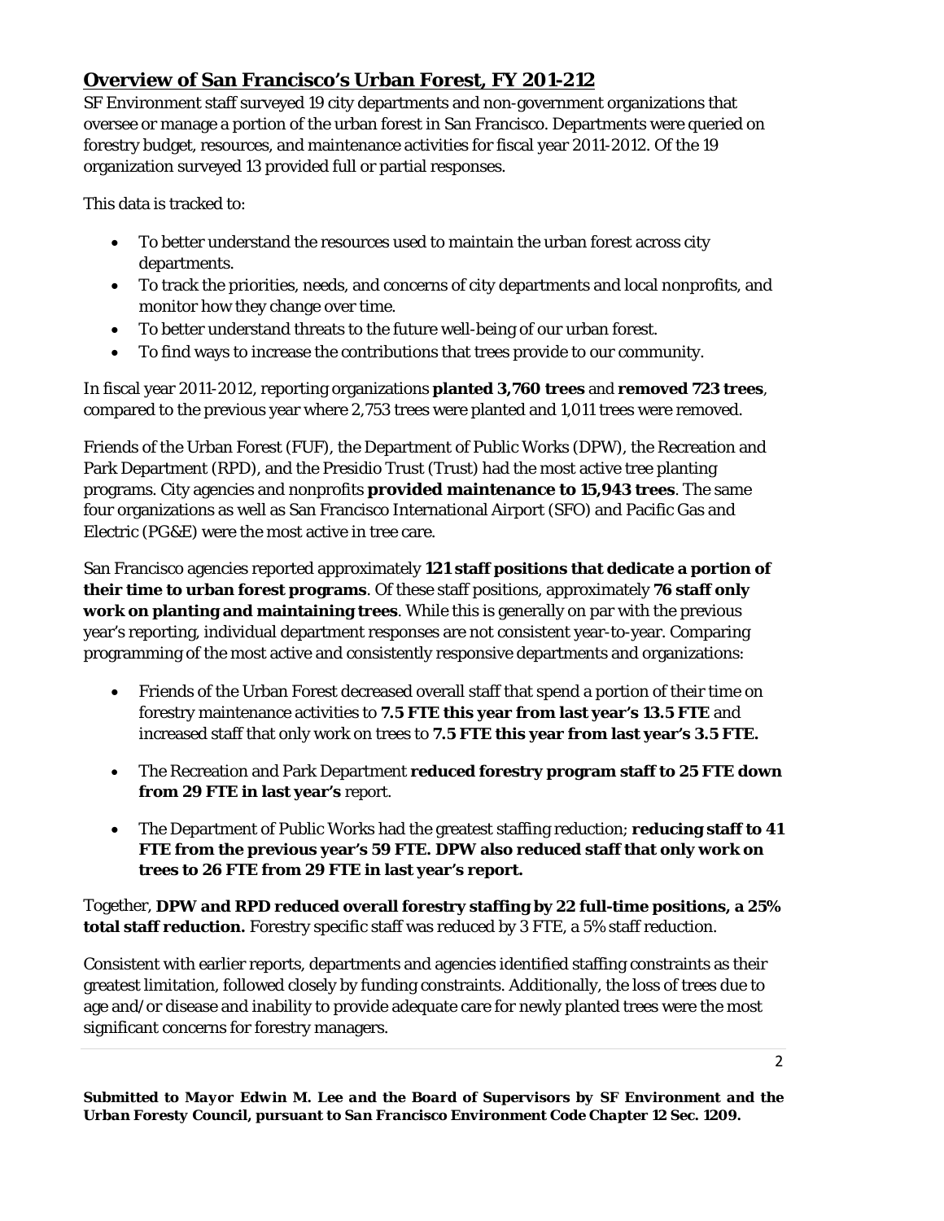## Overview of San Francisco's Urban Forest, FY 201-212

SF Environment staff surveyed 19 city departments and non-government organizations that oversee or manage a portion of the urban forest in San Francisco. Departments were queried on forestry budget, resources, and maintenance activities for fiscal year 2011-2012. Of the 19 organization surveyed 13 provided full or partial responses.

This data is tracked to:

- To better understand the resources used to maintain the urban forest across city departments.
- To track the priorities, needs, and concerns of city departments and local nonprofits, and monitor how they change over time.
- To better understand threats to the future well-being of our urban forest.
- To find ways to increase the contributions that trees provide to our community.

In fiscal year 2011-2012, reporting organizations **planted 3,760 trees** and **removed 723 trees**, compared to the previous year where 2,753 trees were planted and 1,011 trees were removed.

Friends of the Urban Forest (FUF), the Department of Public Works (DPW), the Recreation and Park Department (RPD), and the Presidio Trust (Trust) had the most active tree planting programs. City agencies and nonprofits **provided maintenance to 15,943 trees**. The same four organizations as well as San Francisco International Airport (SFO) and Pacific Gas and Electric (PG&E) were the most active in tree care.

San Francisco agencies reported approximately **121 staff positions that dedicate a portion of their time to urban forest programs**. Of these staff positions, approximately **76 staff only work on planting and maintaining trees**. While this is generally on par with the previous year's reporting, individual department responses are not consistent year-to-year. Comparing programming of the most active and consistently responsive departments and organizations:

- Friends of the Urban Forest decreased overall staff that spend a portion of their time on forestry maintenance activities to **7.5 FTE this year from last year's 13.5 FTE** and increased staff that only work on trees to **7.5 FTE this year from last year's 3.5 FTE.**

- The Recreation and Park Department **reduced forestry program staff to 25 FTE down from 29 FTE in last year's** report.

- The Department of Public Works had the greatest staffing reduction; **reducing staff to 41 FTE from the previous year's 59 FTE. DPW also reduced staff that only work on trees to 26 FTE from 29 FTE in last year's report.**

Together, **DPW and RPD reduced overall forestry staffing by 22 full-time positions, a 25% total staff reduction.** Forestry specific staff was reduced by 3 FTE, a 5% staff reduction.

Consistent with earlier reports, departments and agencies identified staffing constraints as their greatest limitation, followed closely by funding constraints. Additionally, the loss of trees due to age and/or disease and inability to provide adequate care for newly planted trees were the most significant concerns for forestry managers.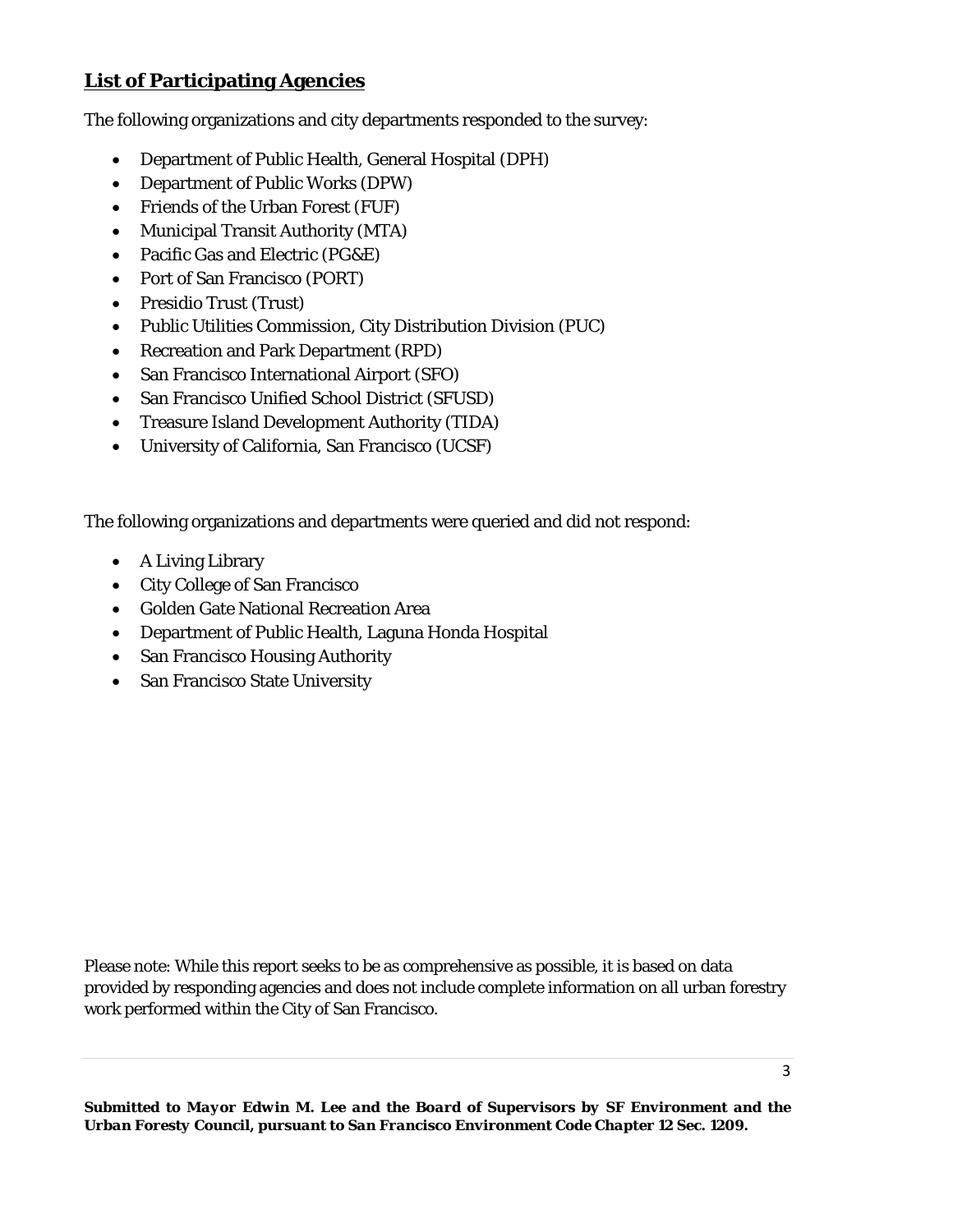## List of Participating Agencies

The following organizations and city departments responded to the survey:

- Department of Public Health, General Hospital (DPH)
- Department of Public Works (DPW)
- Friends of the Urban Forest (FUF)
- Municipal Transit Authority (MTA)
- Pacific Gas and Electric (PG&E)
- Port of San Francisco (PORT)
- Presidio Trust (Trust)
- Public Utilities Commission, City Distribution Division (PUC)
- Recreation and Park Department (RPD)
- San Francisco International Airport (SFO)
- San Francisco Unified School District (SFUSD)
- Treasure Island Development Authority (TIDA)
- University of California, San Francisco (UCSF)

The following organizations and departments were queried and did not respond:

- A Living Library
- City College of San Francisco
- Golden Gate National Recreation Area
- Department of Public Health, Laguna Honda Hospital
- San Francisco Housing Authority
- San Francisco State University

Please note: While this report seeks to be as comprehensive as possible, it is based on data provided by responding agencies and does not include complete information on all urban forestry work performed within the City of San Francisco.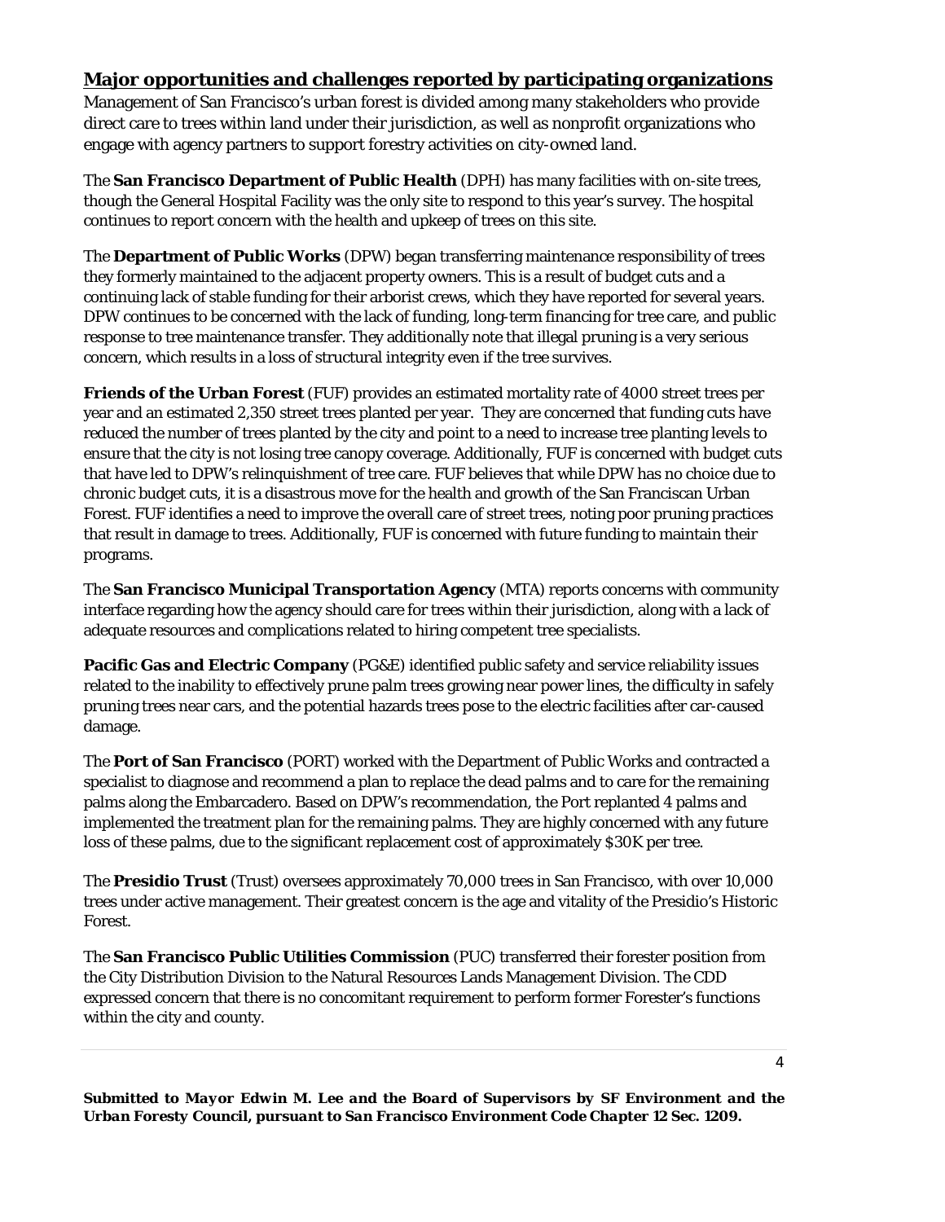## Major opportunities and challenges reported by participating organizations

Management of San Francisco's urban forest is divided among many stakeholders who provide direct care to trees within land under their jurisdiction, as well as nonprofit organizations who engage with agency partners to support forestry activities on city-owned land.

The **San Francisco Department of Public Health** (DPH) has many facilities with on-site trees, though the General Hospital Facility was the only site to respond to this year's survey. The hospital continues to report concern with the health and upkeep of trees on this site.

The **Department of Public Works** (DPW) began transferring maintenance responsibility of trees they formerly maintained to the adjacent property owners. This is a result of budget cuts and a continuing lack of stable funding for their arborist crews, which they have reported for several years. DPW continues to be concerned with the lack of funding, long-term financing for tree care, and public response to tree maintenance transfer. They additionally note that illegal pruning is a very serious concern, which results in a loss of structural integrity even if the tree survives.

**Friends of the Urban Forest** (FUF) provides an estimated mortality rate of 4000 street trees per year and an estimated 2,350 street trees planted per year. They are concerned that funding cuts have reduced the number of trees planted by the city and point to a need to increase tree planting levels to ensure that the city is not losing tree canopy coverage. Additionally, FUF is concerned with budget cuts that have led to DPW's relinquishment of tree care. FUF believes that while DPW has no choice due to chronic budget cuts, it is a disastrous move for the health and growth of the San Franciscan Urban Forest. FUF identifies a need to improve the overall care of street trees, noting poor pruning practices that result in damage to trees. Additionally, FUF is concerned with future funding to maintain their programs.

The **San Francisco Municipal Transportation Agency** (MTA) reports concerns with community interface regarding how the agency should care for trees within their jurisdiction, along with a lack of adequate resources and complications related to hiring competent tree specialists.

**Pacific Gas and Electric Company** (PG&E) identified public safety and service reliability issues related to the inability to effectively prune palm trees growing near power lines, the difficulty in safely pruning trees near cars, and the potential hazards trees pose to the electric facilities after car-caused damage.

The **Port of San Francisco** (PORT) worked with the Department of Public Works and contracted a specialist to diagnose and recommend a plan to replace the dead palms and to care for the remaining palms along the Embarcadero. Based on DPW's recommendation, the Port replanted 4 palms and implemented the treatment plan for the remaining palms. They are highly concerned with any future loss of these palms, due to the significant replacement cost of approximately $30K per tree.

The **Presidio Trust** (Trust) oversees approximately 70,000 trees in San Francisco, with over 10,000 trees under active management. Their greatest concern is the age and vitality of the Presidio's Historic Forest.

The **San Francisco Public Utilities Commission** (PUC) transferred their forester position from the City Distribution Division to the Natural Resources Lands Management Division. The CDD expressed concern that there is no concomitant requirement to perform former Forester's functions within the city and county.

***Submitted to Mayor Edwin M. Lee and the Board of Supervisors by SF Environment and the Urban Foresty Council, pursuant to San Francisco Environment Code Chapter 12 Sec. 1209.***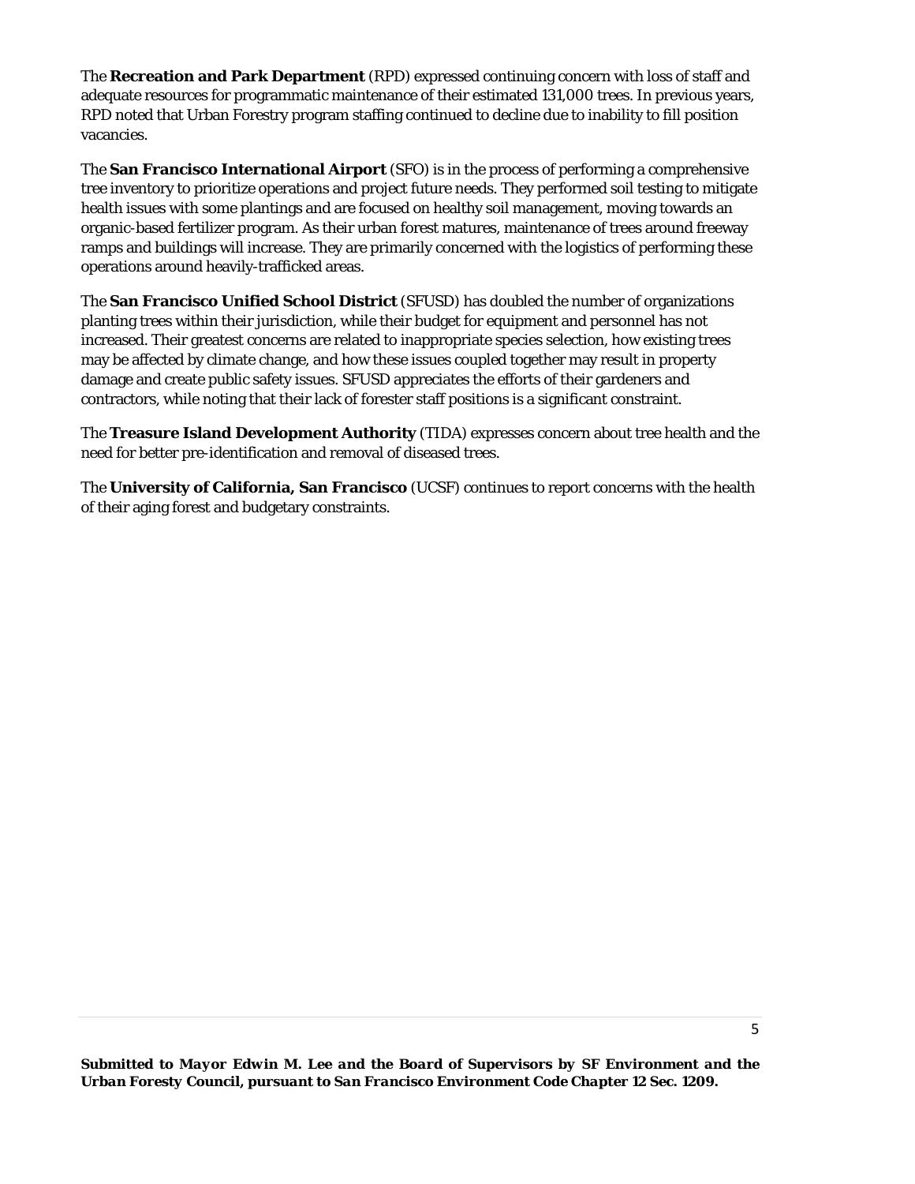The **Recreation and Park Department** (RPD) expressed continuing concern with loss of staff and adequate resources for programmatic maintenance of their estimated 131,000 trees. In previous years, RPD noted that Urban Forestry program staffing continued to decline due to inability to fill position vacancies.

The **San Francisco International Airport** (SFO) is in the process of performing a comprehensive tree inventory to prioritize operations and project future needs. They performed soil testing to mitigate health issues with some plantings and are focused on healthy soil management, moving towards an organic-based fertilizer program. As their urban forest matures, maintenance of trees around freeway ramps and buildings will increase. They are primarily concerned with the logistics of performing these operations around heavily-trafficked areas.

The **San Francisco Unified School District** (SFUSD) has doubled the number of organizations planting trees within their jurisdiction, while their budget for equipment and personnel has not increased. Their greatest concerns are related to inappropriate species selection, how existing trees may be affected by climate change, and how these issues coupled together may result in property damage and create public safety issues. SFUSD appreciates the efforts of their gardeners and contractors, while noting that their lack of forester staff positions is a significant constraint.

The **Treasure Island Development Authority** (TIDA) expresses concern about tree health and the need for better pre-identification and removal of diseased trees.

The **University of California, San Francisco** (UCSF) continues to report concerns with the health of their aging forest and budgetary constraints.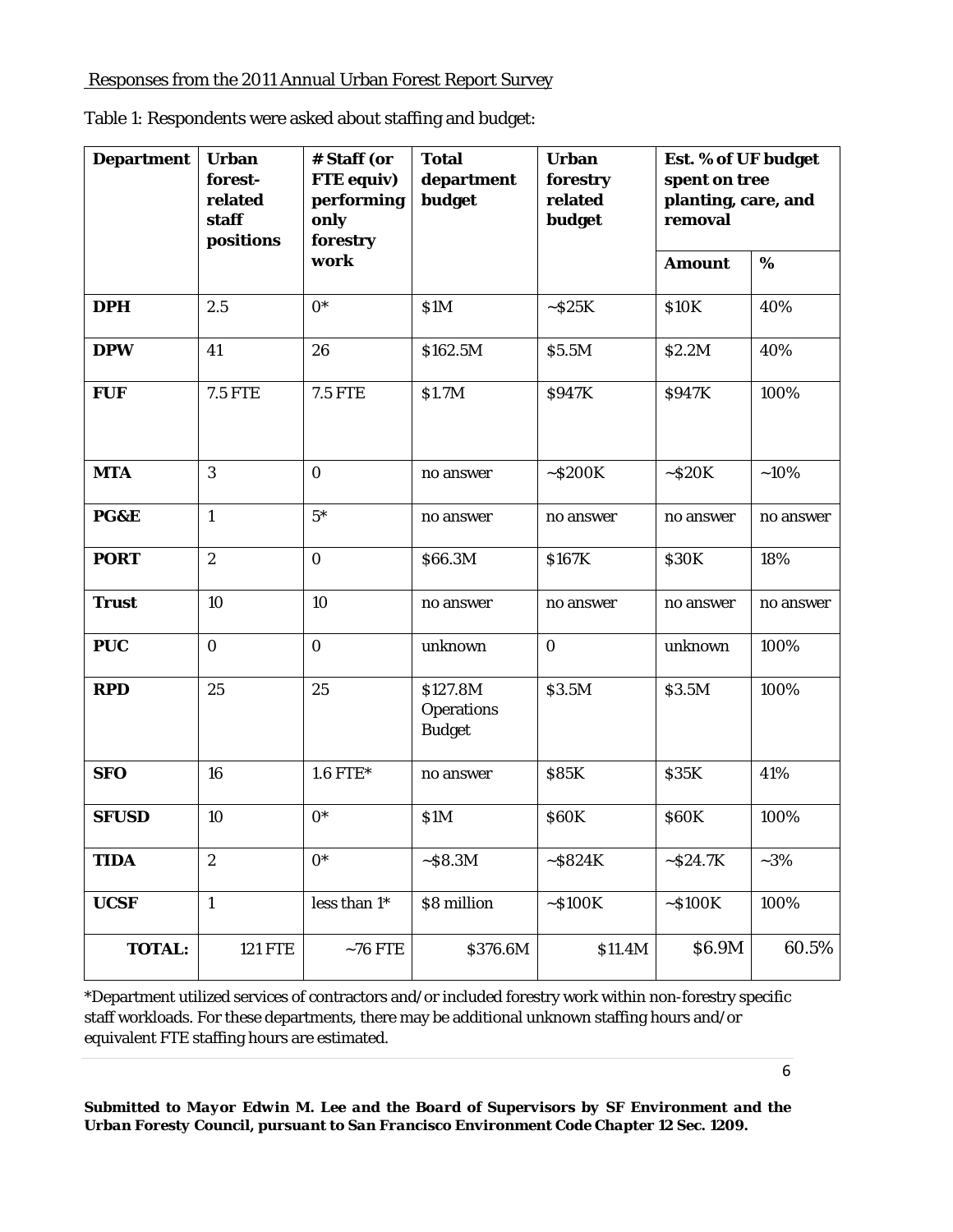Responses from the 2011 Annual Urban Forest Report Survey

Table 1: Respondents were asked about staffing and budget:

| Department | Urban forest-related staff positions | # Staff (or FTE equiv) performing only forestry work | Total department budget | Urban forestry related budget | Est. % of UF budget spent on tree planting, care, and removal | |
|---|---|---|---|---|---|---|
| | | | | | Amount | % |
| DPH | 2.5 | 0* | $1M | ~$25K | $10K | 40% |
| DPW | 41 | 26 | $162.5M | $5.5M | $2.2M | 40% |
| FUF | 7.5 FTE | 7.5 FTE | $1.7M | $947K | $947K | 100% |
| MTA | 3 | 0 | no answer | ~$200K | ~$20K | ~10% |
| PG&E | 1 | 5* | no answer | no answer | no answer | no answer |
| PORT | 2 | 0 | $66.3M | $167K | $30K | 18% |
| Trust | 10 | 10 | no answer | no answer | no answer | no answer |
| PUC | 0 | 0 | unknown | 0 | unknown | 100% |
| RPD | 25 | 25 | $127.8M Operations Budget | $3.5M | $3.5M | 100% |
| SFO | 16 | 1.6 FTE* | no answer | $85K | $35K | 41% |
| SFUSD | 10 | 0* | $1M | $60K | $60K | 100% |
| TIDA | 2 | 0* | ~$8.3M | ~$824K | ~$24.7K | ~3% |
| UCSF | 1 | less than 1* | $8 million | ~$100K | ~$100K | 100% |
| TOTAL: | 121 FTE | ~76 FTE | $376.6M | $11.4M | $6.9M | 60.5% |

*Department utilized services of contractors and/or included forestry work within non-forestry specific staff workloads. For these departments, there may be additional unknown staffing hours and/or equivalent FTE staffing hours are estimated.

***Submitted to Mayor Edwin M. Lee and the Board of Supervisors by SF Environment and the Urban Foresty Council, pursuant to San Francisco Environment Code Chapter 12 Sec. 1209.***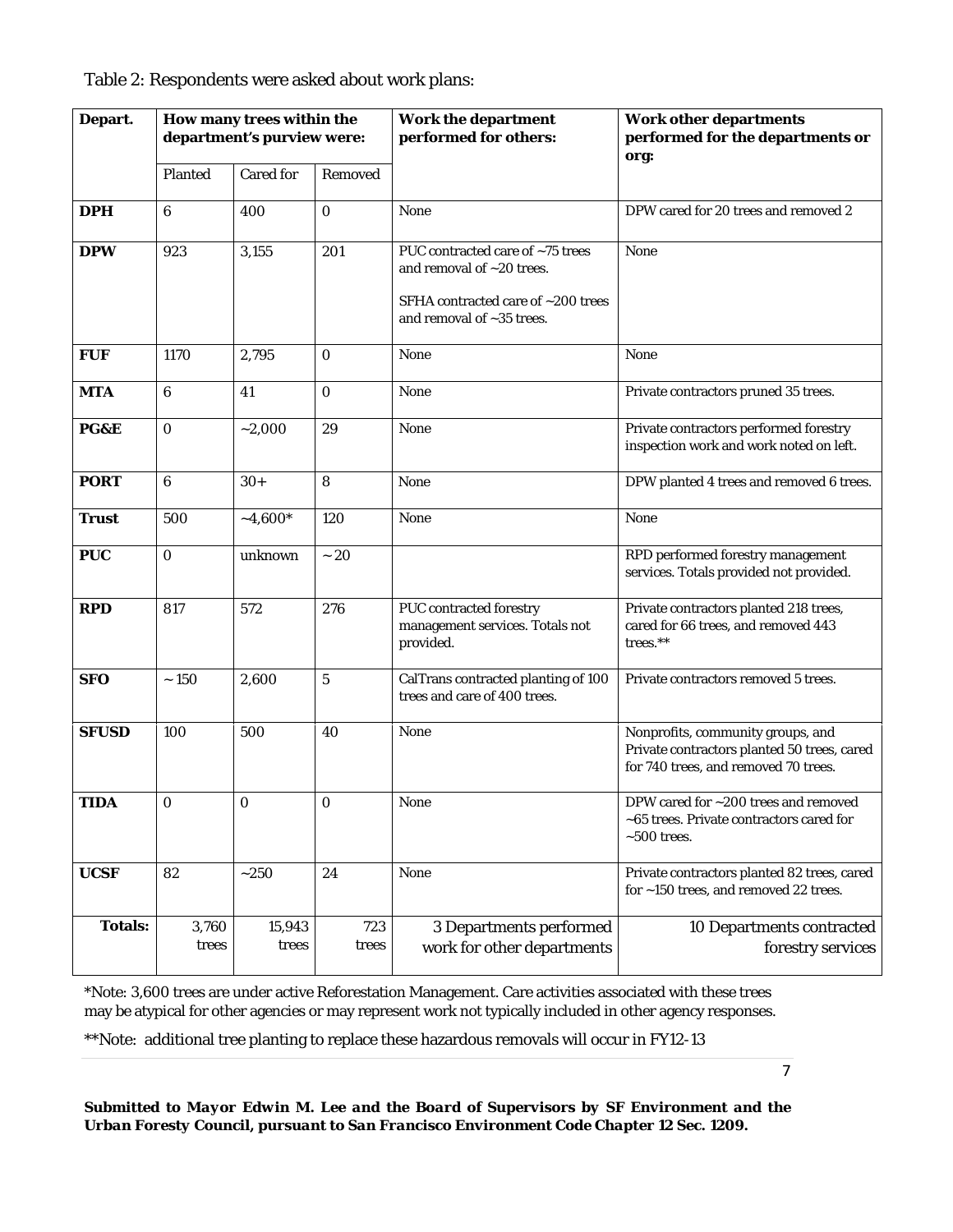Table 2: Respondents were asked about work plans:

| Depart. | How many trees within the department's purview were: | | | Work the department performed for others: | Work other departments performed for the departments or org: |
|---|---|---|---|---|---|
| | Planted | Cared for | Removed | | |
| **DPH** | 6 | 400 | 0 | None | DPW cared for 20 trees and removed 2 |
| **DPW** | 923 | 3,155 | 201 | PUC contracted care of ~75 trees and removal of ~20 trees.<br><br>SFHA contracted care of ~200 trees and removal of ~35 trees. | None |
| **FUF** | 1170 | 2,795 | 0 | None | None |
| **MTA** | 6 | 41 | 0 | None | Private contractors pruned 35 trees. |
| **PG&E** | 0 | ~2,000 | 29 | None | Private contractors performed forestry inspection work and work noted on left. |
| **PORT** | 6 | 30+ | 8 | None | DPW planted 4 trees and removed 6 trees. |
| **Trust** | 500 | ~4,600* | 120 | None | None |
| **PUC** | 0 | unknown | ~ 20 | | RPD performed forestry management services. Totals provided not provided. |
| **RPD** | 817 | 572 | 276 | PUC contracted forestry management services. Totals not provided. | Private contractors planted 218 trees, cared for 66 trees, and removed 443 trees.** |
| **SFO** | ~ 150 | 2,600 | 5 | CalTrans contracted planting of 100 trees and care of 400 trees. | Private contractors removed 5 trees. |
| **SFUSD** | 100 | 500 | 40 | None | Nonprofits, community groups, and Private contractors planted 50 trees, cared for 740 trees, and removed 70 trees. |
| **TIDA** | 0 | 0 | 0 | None | DPW cared for ~200 trees and removed ~65 trees. Private contractors cared for ~500 trees. |
| **UCSF** | 82 | ~250 | 24 | None | Private contractors planted 82 trees, cared for ~150 trees, and removed 22 trees. |
| **Totals:** | 3,760 trees | 15,943 trees | 723 trees | 3 Departments performed work for other departments | 10 Departments contracted forestry services |

*Note: 3,600 trees are under active Reforestation Management. Care activities associated with these trees may be atypical for other agencies or may represent work not typically included in other agency responses.

**Note: additional tree planting to replace these hazardous removals will occur in FY12-13

***Submitted to Mayor Edwin M. Lee and the Board of Supervisors by SF Environment and the Urban Foresty Council, pursuant to San Francisco Environment Code Chapter 12 Sec. 1209.***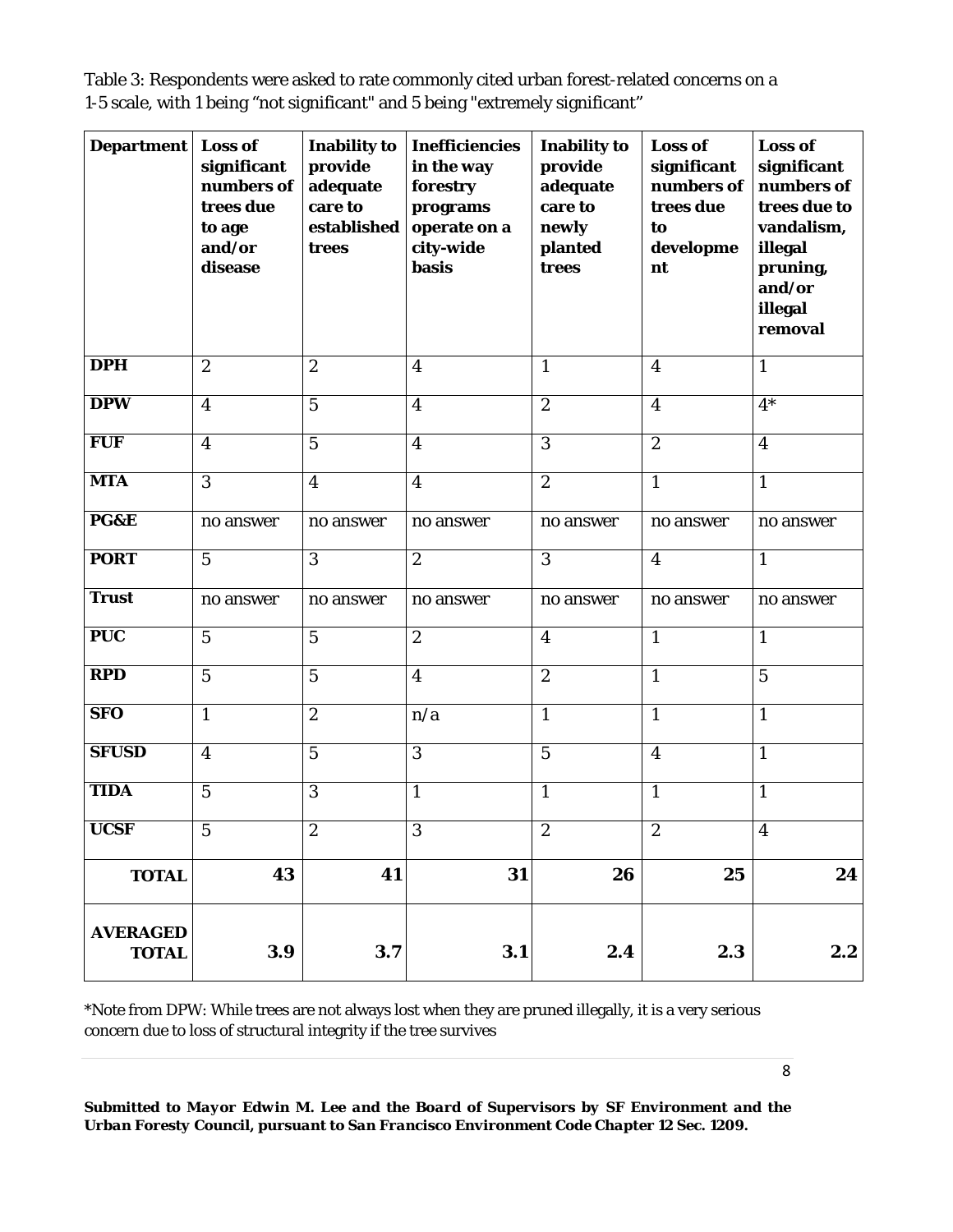Table 3: Respondents were asked to rate commonly cited urban forest-related concerns on a 1-5 scale, with 1 being "not significant" and 5 being "extremely significant"

| Department | Loss of significant numbers of trees due to age and/or disease | Inability to provide adequate care to established trees | Inefficiencies in the way forestry programs operate on a city-wide basis | Inability to provide adequate care to newly planted trees | Loss of significant numbers of trees due to development | Loss of significant numbers of trees due to vandalism, illegal pruning, and/or illegal removal |
|---|---|---|---|---|---|---|
| **DPH** | 2 | 2 | 4 | 1 | 4 | 1 |
| **DPW** | 4 | 5 | 4 | 2 | 4 | 4* |
| **FUF** | 4 | 5 | 4 | 3 | 2 | 4 |
| **MTA** | 3 | 4 | 4 | 2 | 1 | 1 |
| **PG&E** | no answer | no answer | no answer | no answer | no answer | no answer |
| **PORT** | 5 | 3 | 2 | 3 | 4 | 1 |
| **Trust** | no answer | no answer | no answer | no answer | no answer | no answer |
| **PUC** | 5 | 5 | 2 | 4 | 1 | 1 |
| **RPD** | 5 | 5 | 4 | 2 | 1 | 5 |
| **SFO** | 1 | 2 | n/a | 1 | 1 | 1 |
| **SFUSD** | 4 | 5 | 3 | 5 | 4 | 1 |
| **TIDA** | 5 | 3 | 1 | 1 | 1 | 1 |
| **UCSF** | 5 | 2 | 3 | 2 | 2 | 4 |
| **TOTAL** | **43** | **41** | **31** | **26** | **25** | **24** |
| **AVERAGED TOTAL** | **3.9** | **3.7** | **3.1** | **2.4** | **2.3** | **2.2** |

*Note from DPW: While trees are not always lost when they are pruned illegally, it is a very serious concern due to loss of structural integrity if the tree survives

***Submitted to Mayor Edwin M. Lee and the Board of Supervisors by SF Environment and the Urban Foresty Council, pursuant to San Francisco Environment Code Chapter 12 Sec. 1209.***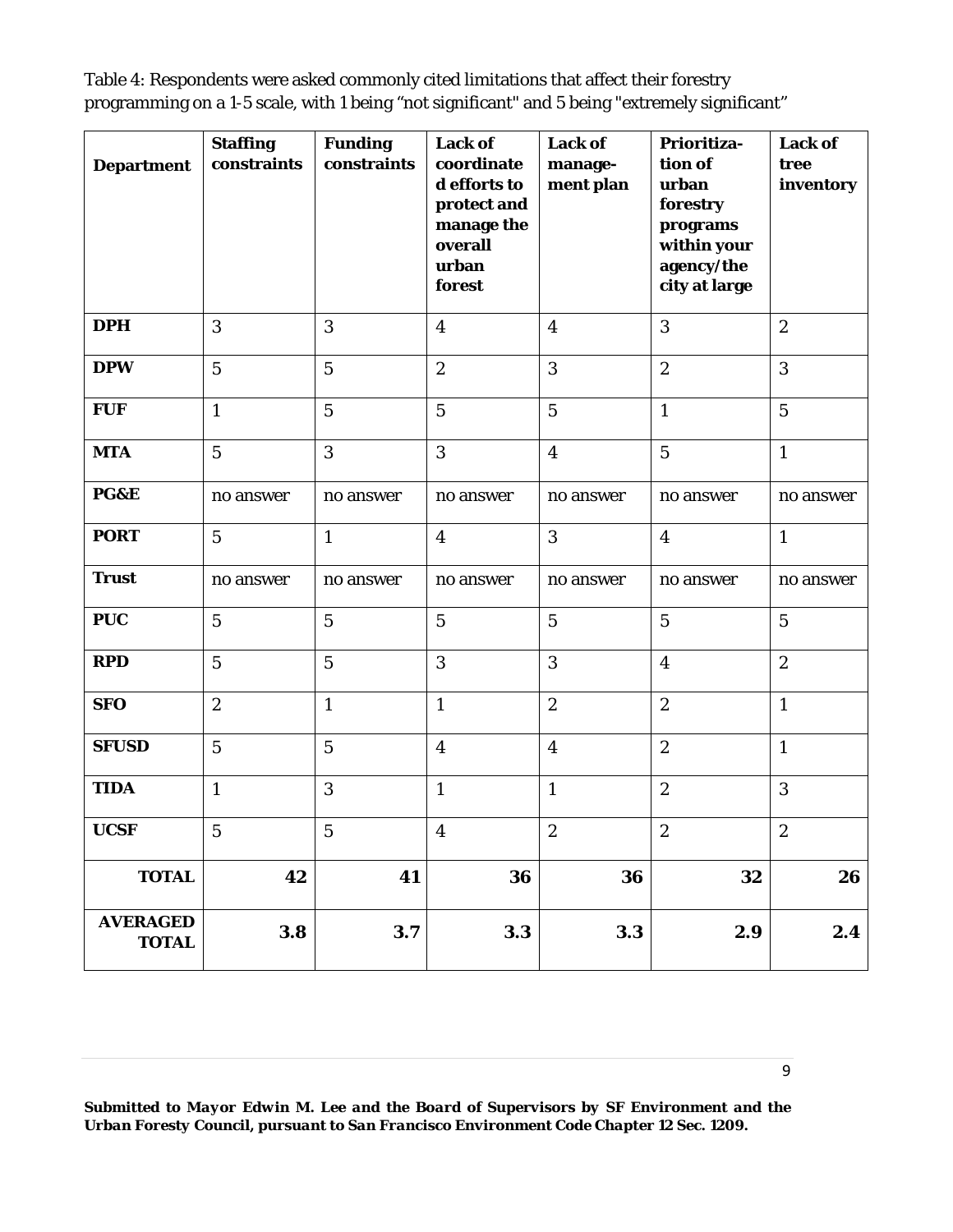Table 4: Respondents were asked commonly cited limitations that affect their forestry programming on a 1-5 scale, with 1 being "not significant" and 5 being "extremely significant"

| Department | Staffing constraints | Funding constraints | Lack of coordinated efforts to protect and manage the overall urban forest | Lack of management plan | Prioritization of urban forestry programs within your agency/the city at large | Lack of tree inventory |
|---|---|---|---|---|---|---|
| **DPH** | 3 | 3 | 4 | 4 | 3 | 2 |
| **DPW** | 5 | 5 | 2 | 3 | 2 | 3 |
| **FUF** | 1 | 5 | 5 | 5 | 1 | 5 |
| **MTA** | 5 | 3 | 3 | 4 | 5 | 1 |
| **PG&E** | no answer | no answer | no answer | no answer | no answer | no answer |
| **PORT** | 5 | 1 | 4 | 3 | 4 | 1 |
| **Trust** | no answer | no answer | no answer | no answer | no answer | no answer |
| **PUC** | 5 | 5 | 5 | 5 | 5 | 5 |
| **RPD** | 5 | 5 | 3 | 3 | 4 | 2 |
| **SFO** | 2 | 1 | 1 | 2 | 2 | 1 |
| **SFUSD** | 5 | 5 | 4 | 4 | 2 | 1 |
| **TIDA** | 1 | 3 | 1 | 1 | 2 | 3 |
| **UCSF** | 5 | 5 | 4 | 2 | 2 | 2 |
| **TOTAL** | **42** | **41** | **36** | **36** | **32** | **26** |
| **AVERAGED TOTAL** | **3.8** | **3.7** | **3.3** | **3.3** | **2.9** | **2.4** |

***Submitted to Mayor Edwin M. Lee and the Board of Supervisors by SF Environment and the Urban Foresty Council, pursuant to San Francisco Environment Code Chapter 12 Sec. 1209.***